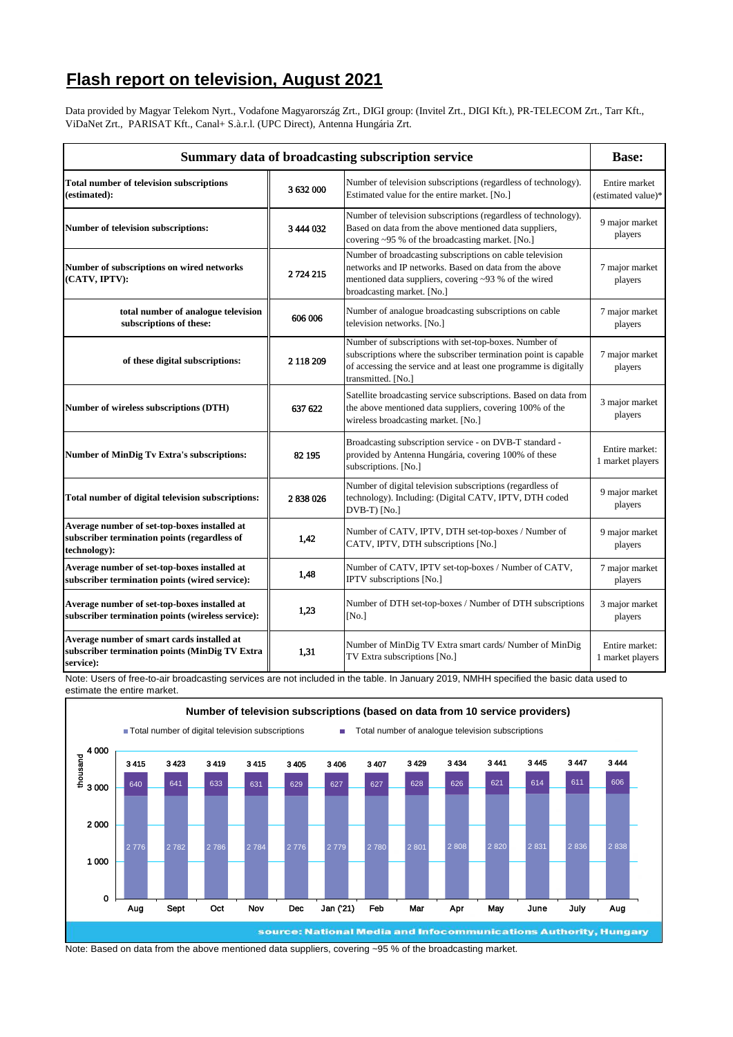# Flash report on television, August 2021

Data provided by Magyar Telekom Nyrt., Vodafone Magyarország Zrt., DIGI group: (Invitel Zrt., DIGI Kft.), PR-TELECOM Zrt., Tarr Kft., ViDaNet Zrt., PARISAT Kft., Canal+ S.à.r.l. (UPC Direct), Antenna Hungária Zrt.

| Summary data of broadcasting subscription service | | | Base: |
|---|---|---|---|
| **Total number of television subscriptions (estimated):** | 3 632 000 | Number of television subscriptions (regardless of technology). Estimated value for the entire market. [No.] | Entire market (estimated value)* |
| **Number of television subscriptions:** | 3 444 032 | Number of television subscriptions (regardless of technology). Based on data from the above mentioned data suppliers, covering ~95 % of the broadcasting market. [No.] | 9 major market players |
| **Number of subscriptions on wired networks (CATV, IPTV):** | 2 724 215 | Number of broadcasting subscriptions on cable television networks and IP networks. Based on data from the above mentioned data suppliers, covering ~93 % of the wired broadcasting market. [No.] | 7 major market players |
| **total number of analogue television subscriptions of these:** | 606 006 | Number of analogue broadcasting subscriptions on cable television networks. [No.] | 7 major market players |
| **of these digital subscriptions:** | 2 118 209 | Number of subscriptions with set-top-boxes. Number of subscriptions where the subscriber termination point is capable of accessing the service and at least one programme is digitally transmitted. [No.] | 7 major market players |
| **Number of wireless subscriptions (DTH)** | 637 622 | Satellite broadcasting service subscriptions. Based on data from the above mentioned data suppliers, covering 100% of the wireless broadcasting market. [No.] | 3 major market players |
| **Number of MinDig Tv Extra's subscriptions:** | 82 195 | Broadcasting subscription service - on DVB-T standard - provided by Antenna Hungária, covering 100% of these subscriptions. [No.] | Entire market: 1 market players |
| **Total number of digital television subscriptions:** | 2 838 026 | Number of digital television subscriptions (regardless of technology). Including: (Digital CATV, IPTV, DTH coded DVB-T) [No.] | 9 major market players |
| **Average number of set-top-boxes installed at subscriber termination points (regardless of technology):** | 1,42 | Number of CATV, IPTV, DTH set-top-boxes / Number of CATV, IPTV, DTH subscriptions [No.] | 9 major market players |
| **Average number of set-top-boxes installed at subscriber termination points (wired service):** | 1,48 | Number of CATV, IPTV set-top-boxes / Number of CATV, IPTV subscriptions [No.] | 7 major market players |
| **Average number of set-top-boxes installed at subscriber termination points (wireless service):** | 1,23 | Number of DTH set-top-boxes / Number of DTH subscriptions [No.] | 3 major market players |
| **Average number of smart cards installed at subscriber termination points (MinDig TV Extra service):** | 1,31 | Number of MinDig TV Extra smart cards/ Number of MinDig TV Extra subscriptions [No.] | Entire market: 1 market players |

Note: Users of free-to-air broadcasting services are not included in the table. In January 2019, NMHH specified the basic data used to estimate the entire market.

**Number of television subscriptions (based on data from 10 service providers)** (thousand)

| | Aug | Sept | Oct | Nov | Dec | Jan ('21) | Feb | Mar | Apr | May | June | July | Aug |
|---|---|---|---|---|---|---|---|---|---|---|---|---|---|
| Total number of digital television subscriptions | 2 776 | 2 782 | 2 786 | 2 784 | 2 776 | 2 779 | 2 780 | 2 801 | 2 808 | 2 820 | 2 831 | 2 836 | 2 838 |
| Total number of analogue television subscriptions | 640 | 641 | 633 | 631 | 629 | 627 | 627 | 628 | 626 | 621 | 614 | 611 | 606 |
| Total | 3 415 | 3 423 | 3 419 | 3 415 | 3 405 | 3 406 | 3 407 | 3 429 | 3 434 | 3 441 | 3 445 | 3 447 | 3 444 |

source: National Media and Infocommunications Authority, Hungary

Note: Based on data from the above mentioned data suppliers, covering ~95 % of the broadcasting market.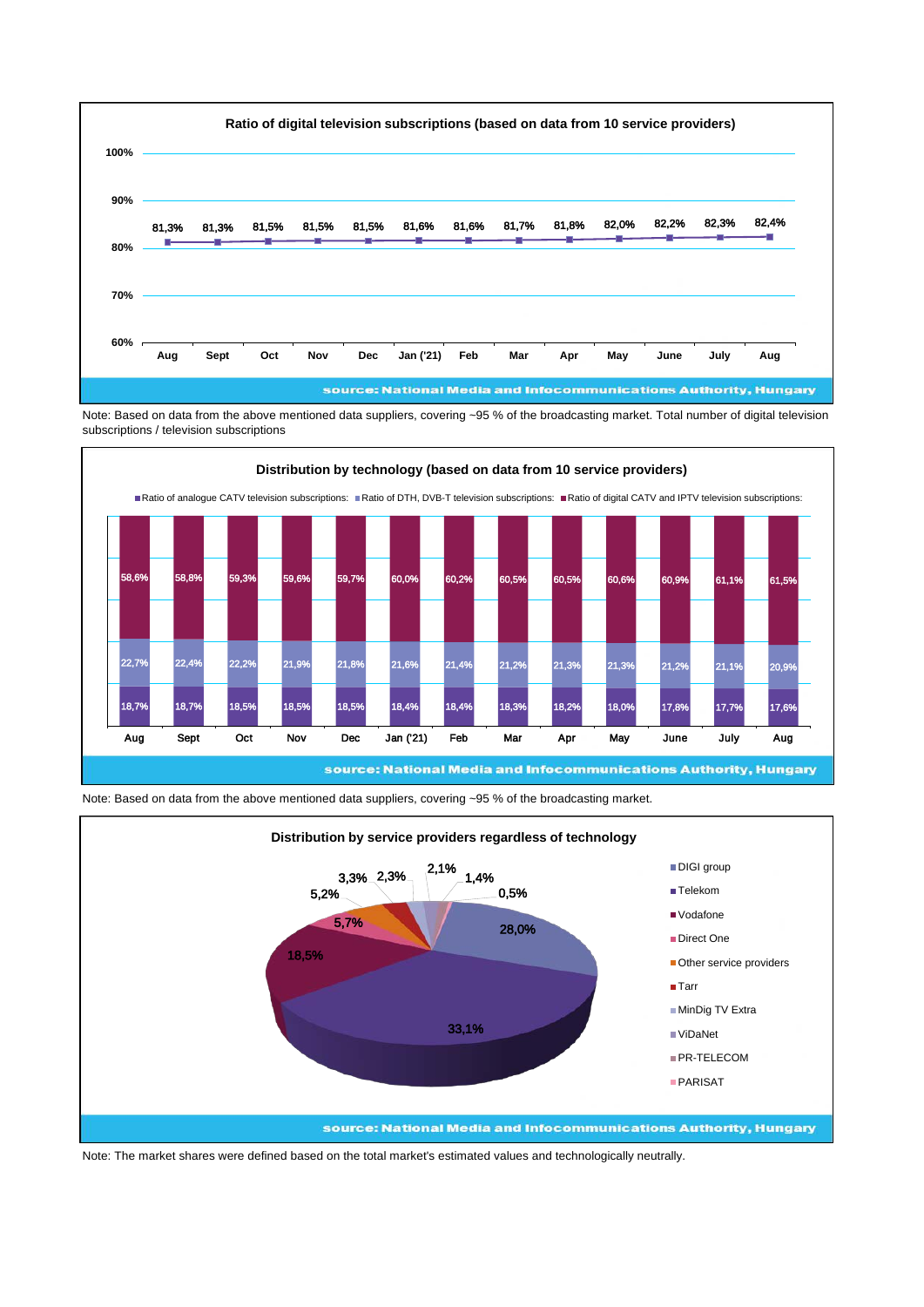## Ratio of digital television subscriptions (based on data from 10 service providers)

| Aug | Sept | Oct | Nov | Dec | Jan ('21) | Feb | Mar | Apr | May | June | July | Aug |
|---|---|---|---|---|---|---|---|---|---|---|---|---|
| 81,3% | 81,3% | 81,5% | 81,5% | 81,5% | 81,6% | 81,6% | 81,7% | 81,8% | 82,0% | 82,2% | 82,3% | 82,4% |

source: National Media and Infocommunications Authority, Hungary

Note: Based on data from the above mentioned data suppliers, covering ~95 % of the broadcasting market. Total number of digital television subscriptions / television subscriptions

## Distribution by technology (based on data from 10 service providers)

| | Aug | Sept | Oct | Nov | Dec | Jan ('21) | Feb | Mar | Apr | May | June | July | Aug |
|---|---|---|---|---|---|---|---|---|---|---|---|---|---|
| Ratio of digital CATV and IPTV television subscriptions: | 58,6% | 58,8% | 59,3% | 59,6% | 59,7% | 60,0% | 60,2% | 60,5% | 60,5% | 60,6% | 60,9% | 61,1% | 61,5% |
| Ratio of DTH, DVB-T television subscriptions: | 22,7% | 22,4% | 22,2% | 21,9% | 21,8% | 21,6% | 21,4% | 21,2% | 21,3% | 21,3% | 21,2% | 21,1% | 20,9% |
| Ratio of analogue CATV television subscriptions: | 18,7% | 18,7% | 18,5% | 18,5% | 18,5% | 18,4% | 18,4% | 18,3% | 18,2% | 18,0% | 17,8% | 17,7% | 17,6% |

source: National Media and Infocommunications Authority, Hungary

Note: Based on data from the above mentioned data suppliers, covering ~95 % of the broadcasting market.

## Distribution by service providers regardless of technology

| Service provider | Share |
|---|---|
| DIGI group | 33,1% |
| Telekom | 28,0% |
| Vodafone | 18,5% |
| Direct One | 5,7% |
| Other service providers | 5,2% |
| Tarr | 3,3% |
| MinDig TV Extra | 2,3% |
| ViDaNet | 2,1% |
| PR-TELECOM | 1,4% |
| PARISAT | 0,5% |

source: National Media and Infocommunications Authority, Hungary

Note: The market shares were defined based on the total market's estimated values and technologically neutrally.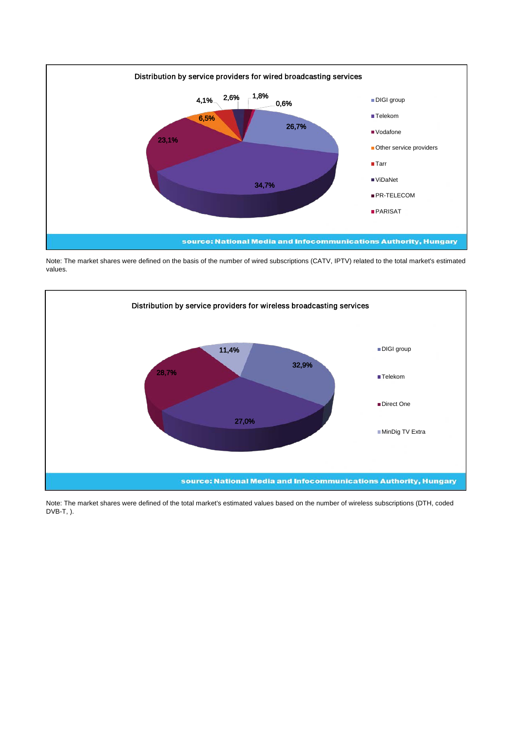Distribution by service providers for wired broadcasting services

| Service provider | Share |
|---|---|
| DIGI group | 26,7% |
| Telekom | 34,7% |
| Vodafone | 23,1% |
| Other service providers | 6,5% |
| Tarr | 4,1% |
| ViDaNet | 2,6% |
| PR-TELECOM | 1,8% |
| PARISAT | 0,6% |

source: National Media and Infocommunications Authority, Hungary

Note: The market shares were defined on the basis of the number of wired subscriptions (CATV, IPTV) related to the total market's estimated values.

Distribution by service providers for wireless broadcasting services

| Service provider | Share |
|---|---|
| DIGI group | 32,9% |
| Telekom | 27,0% |
| Direct One | 28,7% |
| MinDig TV Extra | 11,4% |

source: National Media and Infocommunications Authority, Hungary

Note: The market shares were defined of the total market's estimated values based on the number of wireless subscriptions (DTH, coded DVB-T, ).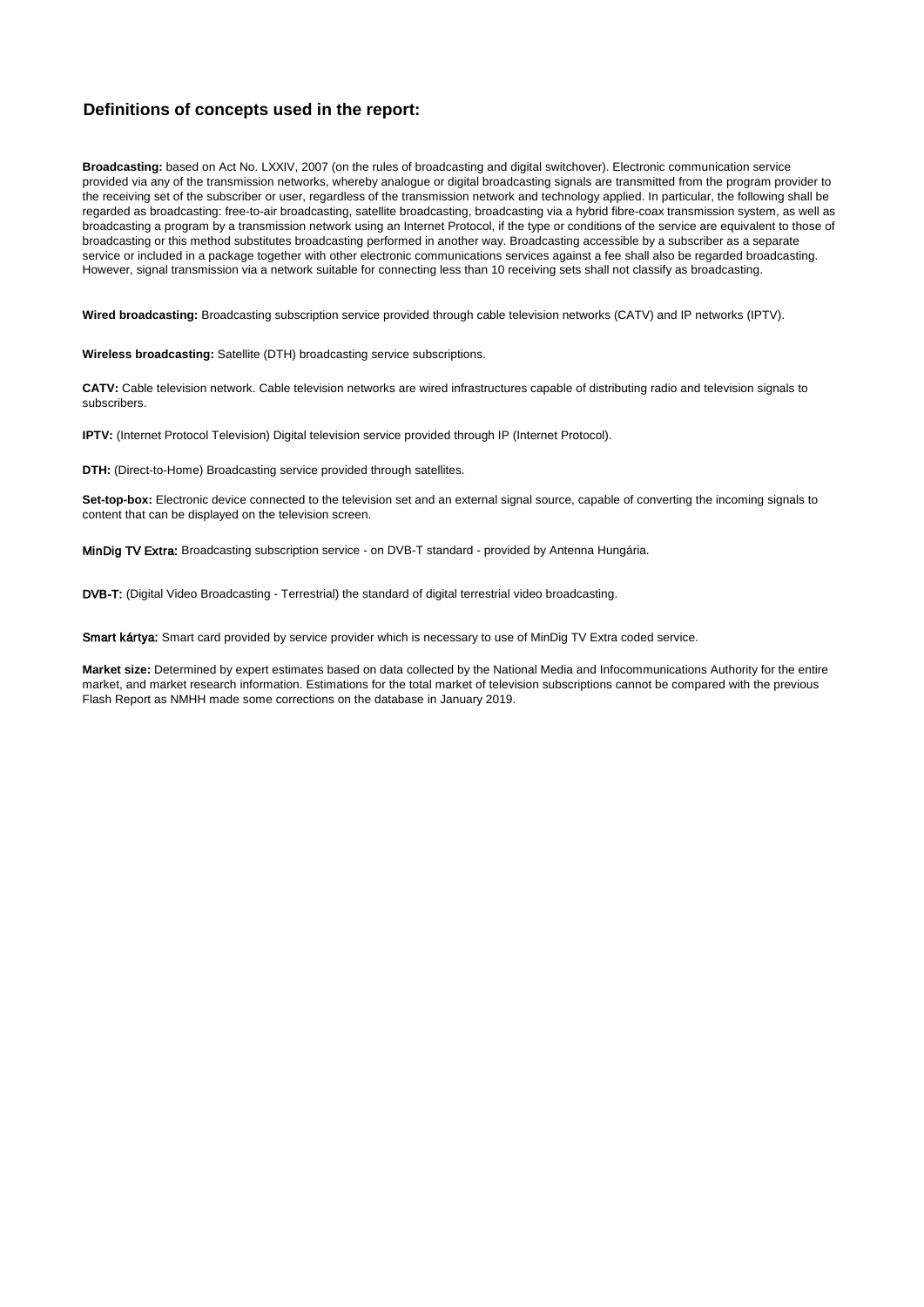## Definitions of concepts used in the report:

**Broadcasting:** based on Act No. LXXIV, 2007 (on the rules of broadcasting and digital switchover). Electronic communication service provided via any of the transmission networks, whereby analogue or digital broadcasting signals are transmitted from the program provider to the receiving set of the subscriber or user, regardless of the transmission network and technology applied. In particular, the following shall be regarded as broadcasting: free-to-air broadcasting, satellite broadcasting, broadcasting via a hybrid fibre-coax transmission system, as well as broadcasting a program by a transmission network using an Internet Protocol, if the type or conditions of the service are equivalent to those of broadcasting or this method substitutes broadcasting performed in another way. Broadcasting accessible by a subscriber as a separate service or included in a package together with other electronic communications services against a fee shall also be regarded broadcasting. However, signal transmission via a network suitable for connecting less than 10 receiving sets shall not classify as broadcasting.

**Wired broadcasting:** Broadcasting subscription service provided through cable television networks (CATV) and IP networks (IPTV).

**Wireless broadcasting:** Satellite (DTH) broadcasting service subscriptions.

**CATV:** Cable television network. Cable television networks are wired infrastructures capable of distributing radio and television signals to subscribers.

**IPTV:** (Internet Protocol Television) Digital television service provided through IP (Internet Protocol).

**DTH:** (Direct-to-Home) Broadcasting service provided through satellites.

**Set-top-box:** Electronic device connected to the television set and an external signal source, capable of converting the incoming signals to content that can be displayed on the television screen.

**MinDig TV Extra:** Broadcasting subscription service - on DVB-T standard - provided by Antenna Hungária.

**DVB-T:** (Digital Video Broadcasting - Terrestrial) the standard of digital terrestrial video broadcasting.

**Smart kártya:** Smart card provided by service provider which is necessary to use of MinDig TV Extra coded service.

**Market size:** Determined by expert estimates based on data collected by the National Media and Infocommunications Authority for the entire market, and market research information. Estimations for the total market of television subscriptions cannot be compared with the previous Flash Report as NMHH made some corrections on the database in January 2019.